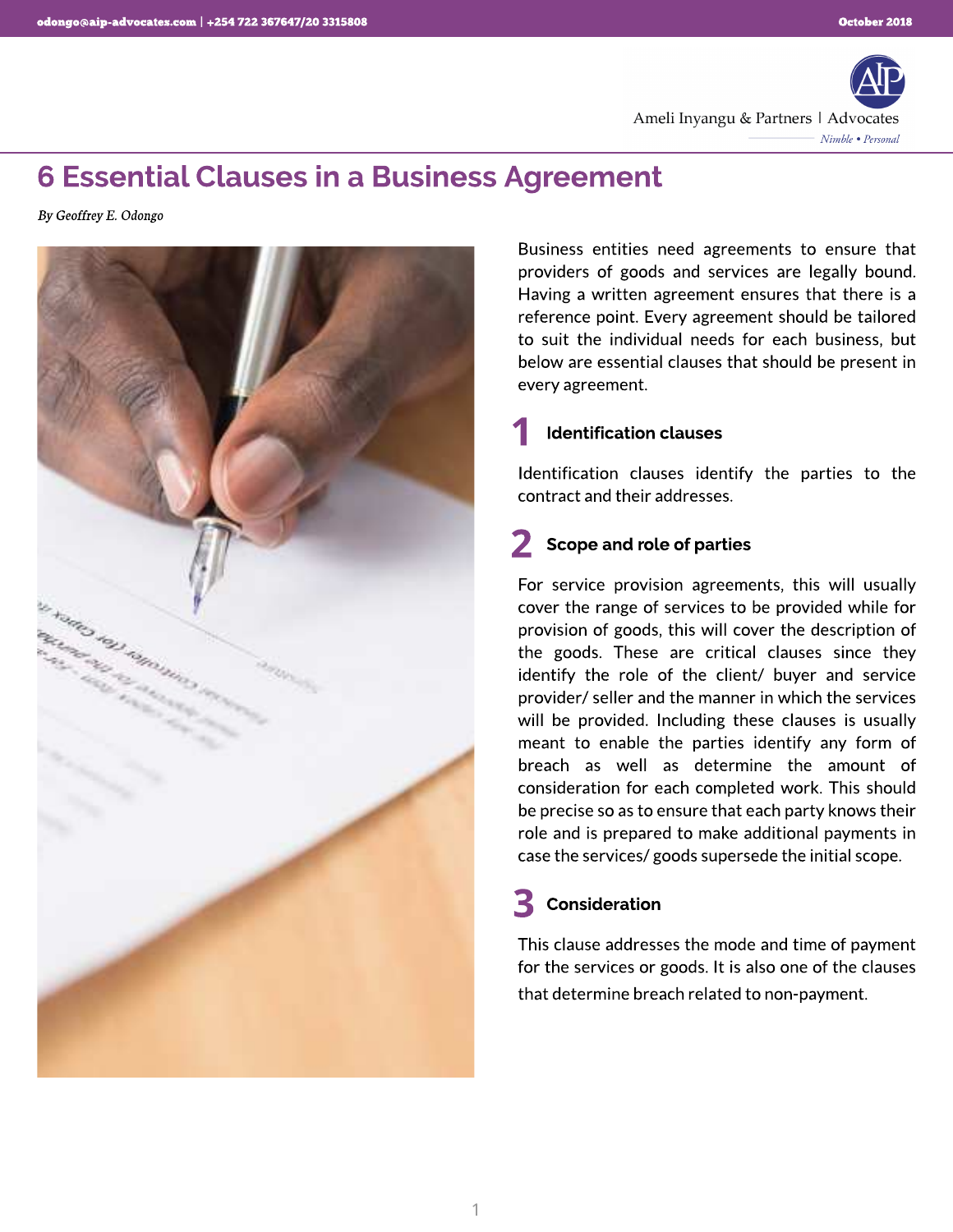# 6 Essential Clauses in a Business Agreement

*By Geoffrey E. Odongo*

Business entities need agreements to ensure that providers of goods and services are legally bound. Having a written agreement ensures that there is a reference point. Every agreement should be tailored to suit the individual needs for each business, but below are essential clauses that should be present in every agreement.

## 1 Identification clauses

Identification clauses identify the parties to the contract and their addresses.

## 2 Scope and role of parties

For service provision agreements, this will usually cover the range of services to be provided while for provision of goods, this will cover the description of the goods. These are critical clauses since they identify the role of the client/ buyer and service provider/ seller and the manner in which the services will be provided. Including these clauses is usually meant to enable the parties identify any form of breach as well as determine the amount of consideration for each completed work. This should be precise so as to ensure that each party knows their role and is prepared to make additional payments in case the services/ goods supersede the initial scope.

## 3 Consideration

This clause addresses the mode and time of payment for the services or goods. It is also one of the clauses that determine breach related to non-payment.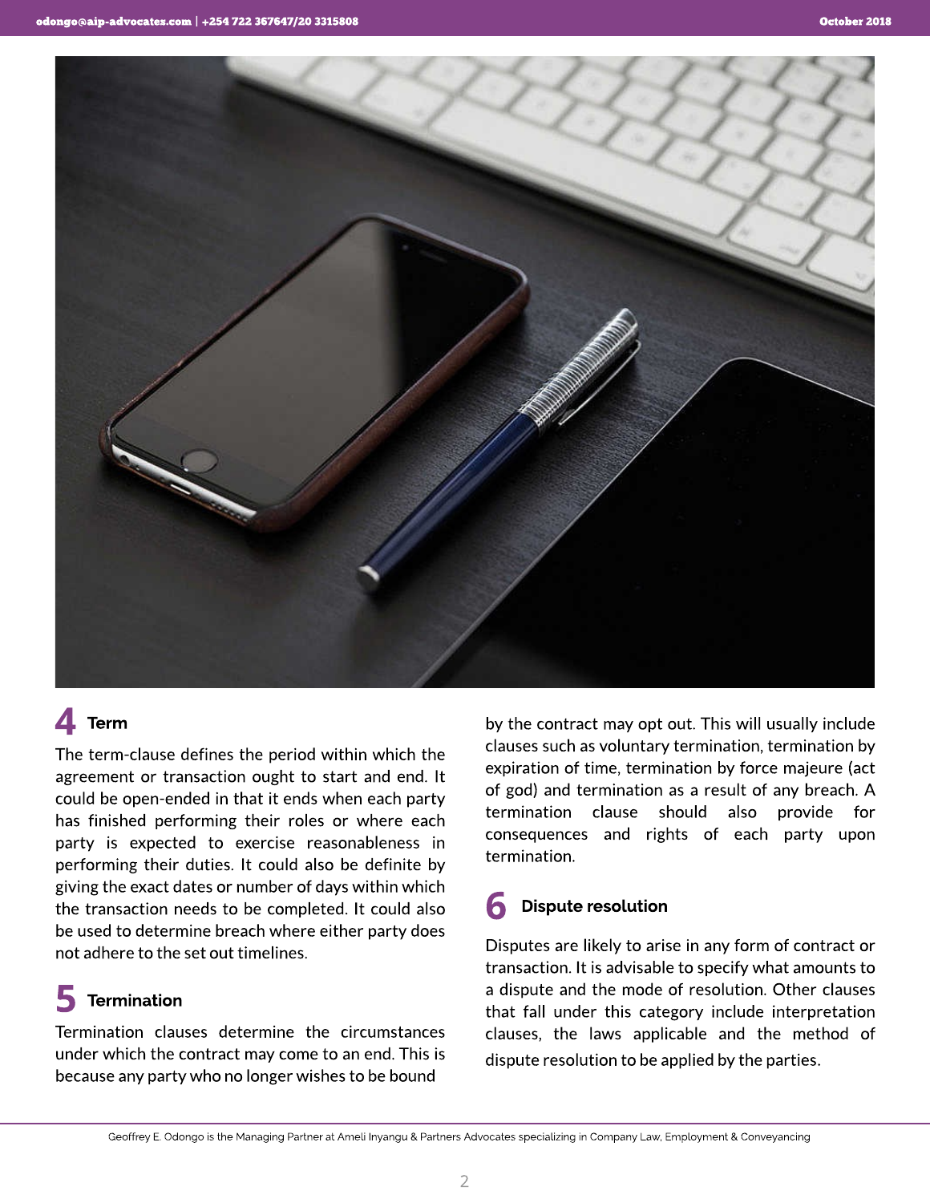## 4 Term

The term-clause defines the period within which the agreement or transaction ought to start and end. It could be open-ended in that it ends when each party has finished performing their roles or where each party is expected to exercise reasonableness in performing their duties. It could also be definite by giving the exact dates or number of days within which the transaction needs to be completed. It could also be used to determine breach where either party does not adhere to the set out timelines.

## 5 Termination

Termination clauses determine the circumstances under which the contract may come to an end. This is because any party who no longer wishes to be bound by the contract may opt out. This will usually include clauses such as voluntary termination, termination by expiration of time, termination by force majeure (act of god) and termination as a result of any breach. A termination clause should also provide for consequences and rights of each party upon termination.

## 6 Dispute resolution

Disputes are likely to arise in any form of contract or transaction. It is advisable to specify what amounts to a dispute and the mode of resolution. Other clauses that fall under this category include interpretation clauses, the laws applicable and the method of dispute resolution to be applied by the parties.

Geoffrey E. Odongo is the Managing Partner at Ameli Inyangu & Partners Advocates specializing in Company Law, Employment & Conveyancing